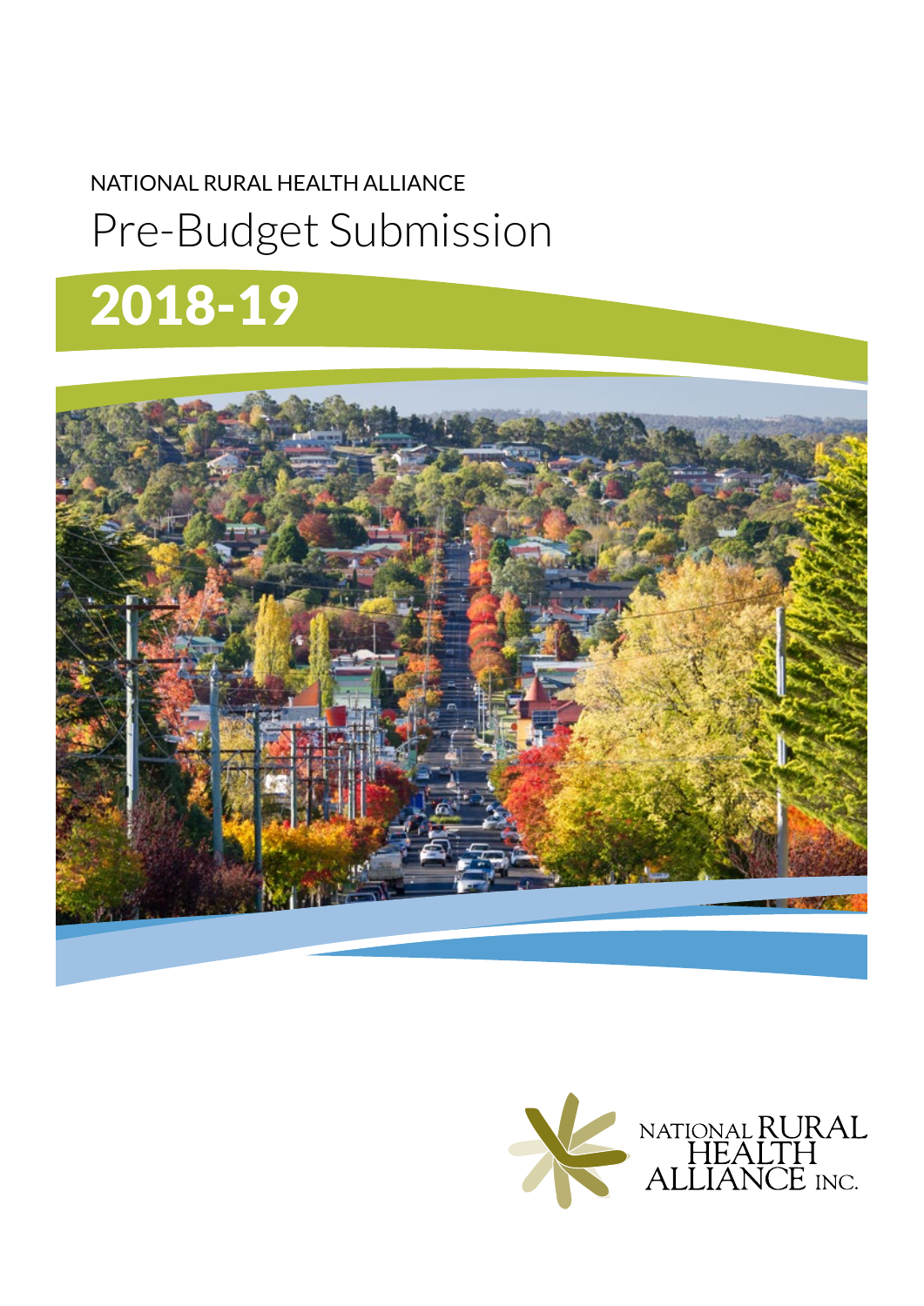NATIONAL RURAL HEALTH ALLIANCE

# Pre-Budget Submission

# 2018-19

NATIONAL RURAL HEALTH ALLIANCE INC.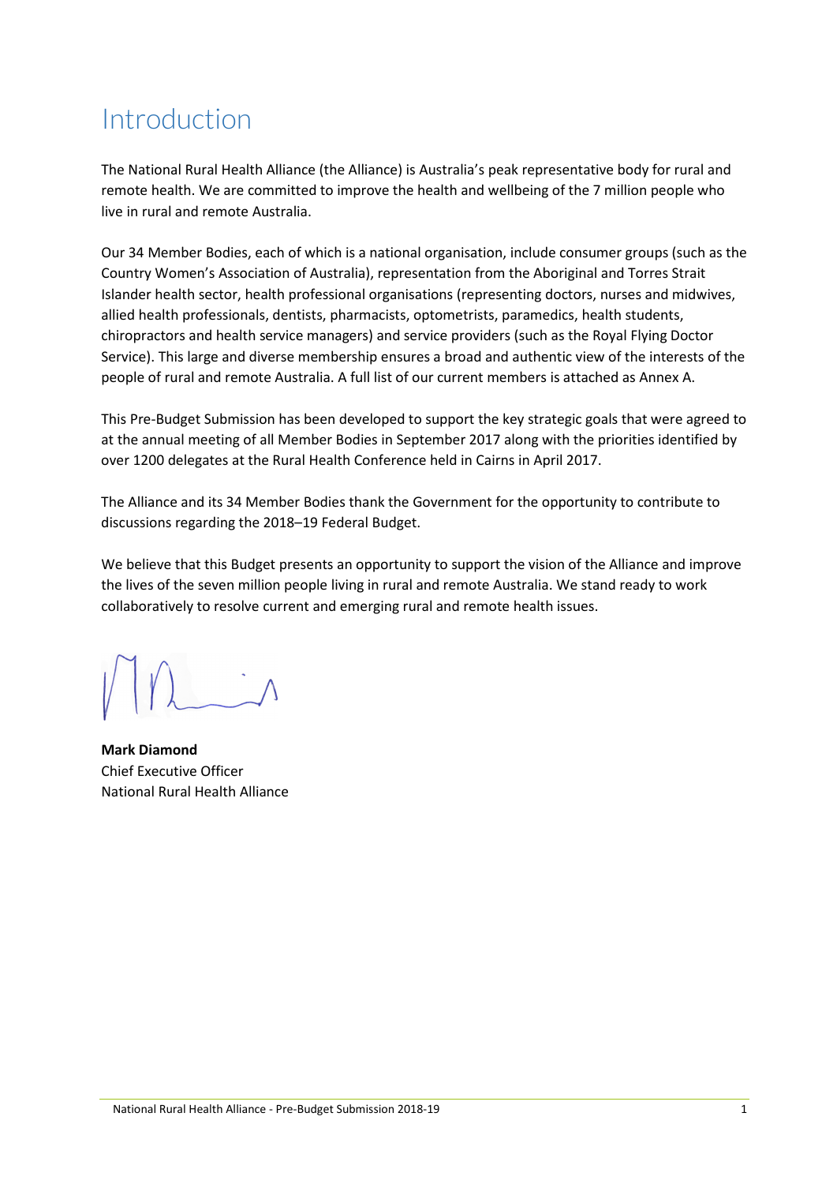# Introduction

The National Rural Health Alliance (the Alliance) is Australia's peak representative body for rural and remote health. We are committed to improve the health and wellbeing of the 7 million people who live in rural and remote Australia.

Our 34 Member Bodies, each of which is a national organisation, include consumer groups (such as the Country Women's Association of Australia), representation from the Aboriginal and Torres Strait Islander health sector, health professional organisations (representing doctors, nurses and midwives, allied health professionals, dentists, pharmacists, optometrists, paramedics, health students, chiropractors and health service managers) and service providers (such as the Royal Flying Doctor Service). This large and diverse membership ensures a broad and authentic view of the interests of the people of rural and remote Australia. A full list of our current members is attached as Annex A.

This Pre-Budget Submission has been developed to support the key strategic goals that were agreed to at the annual meeting of all Member Bodies in September 2017 along with the priorities identified by over 1200 delegates at the Rural Health Conference held in Cairns in April 2017.

The Alliance and its 34 Member Bodies thank the Government for the opportunity to contribute to discussions regarding the 2018–19 Federal Budget.

We believe that this Budget presents an opportunity to support the vision of the Alliance and improve the lives of the seven million people living in rural and remote Australia. We stand ready to work collaboratively to resolve current and emerging rural and remote health issues.

**Mark Diamond**
Chief Executive Officer
National Rural Health Alliance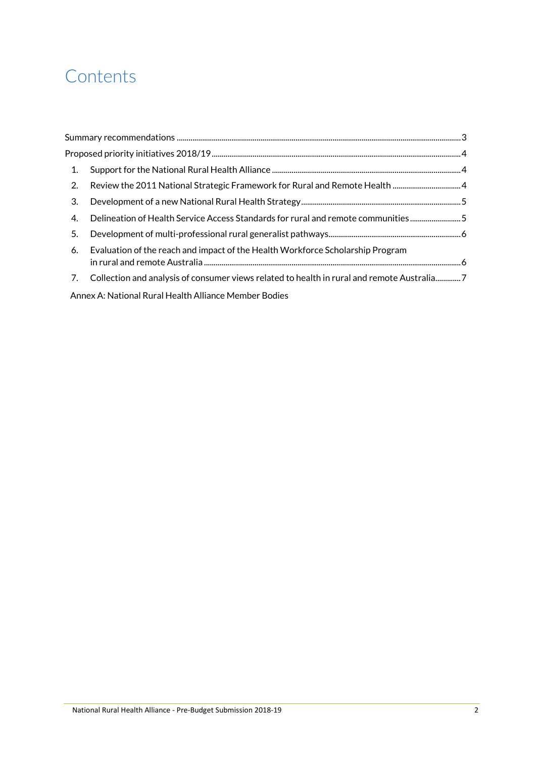# Contents

Summary recommendations ..... 3

Proposed priority initiatives 2018/19 ..... 4

1. Support for the National Rural Health Alliance ..... 4
2. Review the 2011 National Strategic Framework for Rural and Remote Health ..... 4
3. Development of a new National Rural Health Strategy ..... 5
4. Delineation of Health Service Access Standards for rural and remote communities ..... 5
5. Development of multi-professional rural generalist pathways ..... 6
6. Evaluation of the reach and impact of the Health Workforce Scholarship Program in rural and remote Australia ..... 6
7. Collection and analysis of consumer views related to health in rural and remote Australia ..... 7

Annex A: National Rural Health Alliance Member Bodies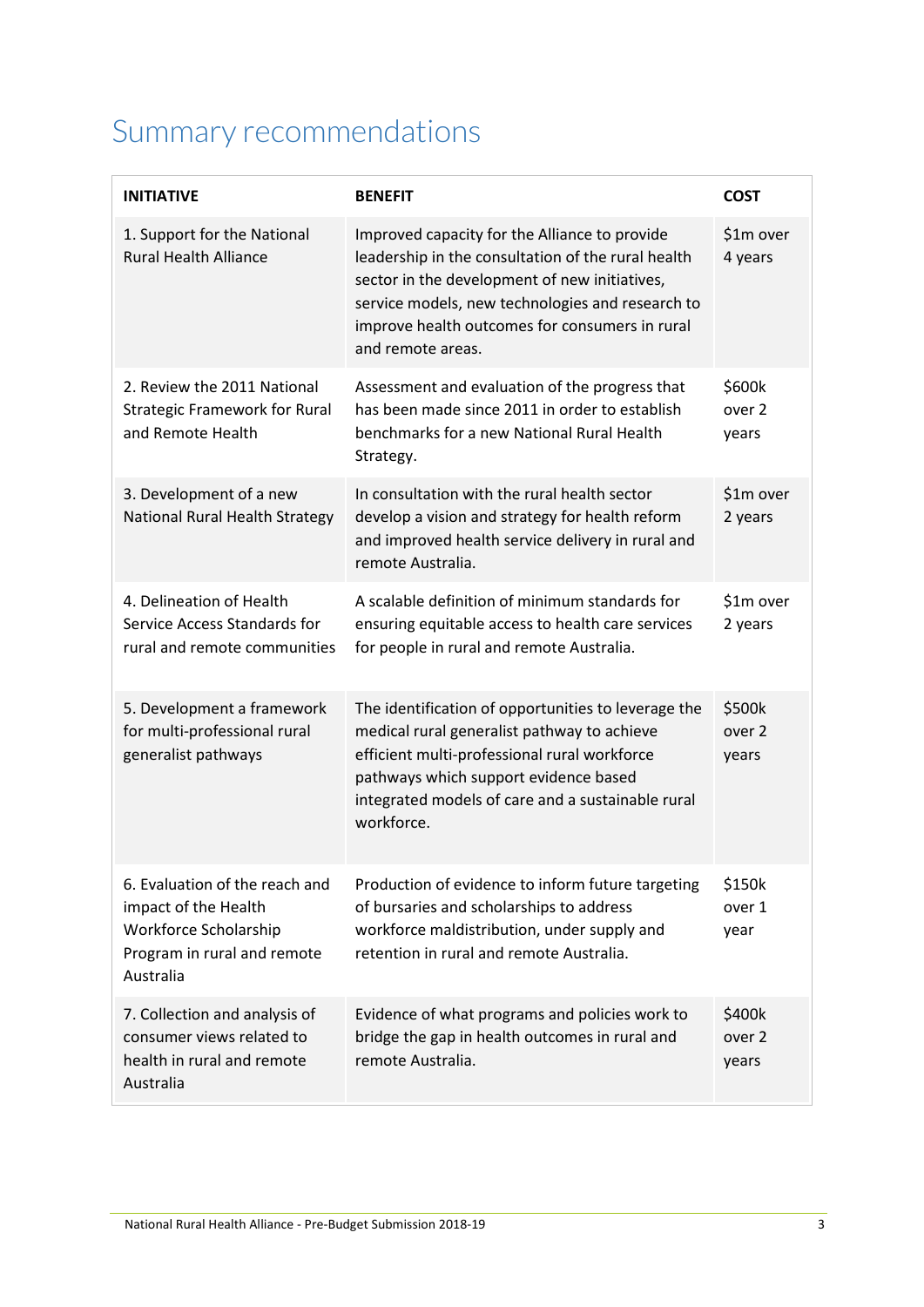# Summary recommendations

| INITIATIVE | BENEFIT | COST |
|---|---|---|
| 1. Support for the National Rural Health Alliance | Improved capacity for the Alliance to provide leadership in the consultation of the rural health sector in the development of new initiatives, service models, new technologies and research to improve health outcomes for consumers in rural and remote areas. | $1m over 4 years |
| 2. Review the 2011 National Strategic Framework for Rural and Remote Health | Assessment and evaluation of the progress that has been made since 2011 in order to establish benchmarks for a new National Rural Health Strategy. | $600k over 2 years |
| 3. Development of a new National Rural Health Strategy | In consultation with the rural health sector develop a vision and strategy for health reform and improved health service delivery in rural and remote Australia. | $1m over 2 years |
| 4. Delineation of Health Service Access Standards for rural and remote communities | A scalable definition of minimum standards for ensuring equitable access to health care services for people in rural and remote Australia. | $1m over 2 years |
| 5. Development a framework for multi-professional rural generalist pathways | The identification of opportunities to leverage the medical rural generalist pathway to achieve efficient multi-professional rural workforce pathways which support evidence based integrated models of care and a sustainable rural workforce. | $500k over 2 years |
| 6. Evaluation of the reach and impact of the Health Workforce Scholarship Program in rural and remote Australia | Production of evidence to inform future targeting of bursaries and scholarships to address workforce maldistribution, under supply and retention in rural and remote Australia. | $150k over 1 year |
| 7. Collection and analysis of consumer views related to health in rural and remote Australia | Evidence of what programs and policies work to bridge the gap in health outcomes in rural and remote Australia. | $400k over 2 years |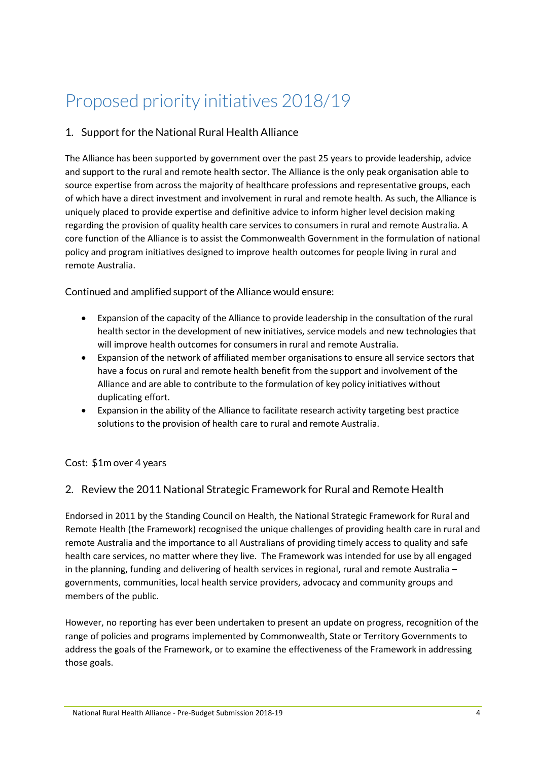# Proposed priority initiatives 2018/19

## 1. Support for the National Rural Health Alliance

The Alliance has been supported by government over the past 25 years to provide leadership, advice and support to the rural and remote health sector. The Alliance is the only peak organisation able to source expertise from across the majority of healthcare professions and representative groups, each of which have a direct investment and involvement in rural and remote health. As such, the Alliance is uniquely placed to provide expertise and definitive advice to inform higher level decision making regarding the provision of quality health care services to consumers in rural and remote Australia. A core function of the Alliance is to assist the Commonwealth Government in the formulation of national policy and program initiatives designed to improve health outcomes for people living in rural and remote Australia.

Continued and amplified support of the Alliance would ensure:

- Expansion of the capacity of the Alliance to provide leadership in the consultation of the rural health sector in the development of new initiatives, service models and new technologies that will improve health outcomes for consumers in rural and remote Australia.
- Expansion of the network of affiliated member organisations to ensure all service sectors that have a focus on rural and remote health benefit from the support and involvement of the Alliance and are able to contribute to the formulation of key policy initiatives without duplicating effort.
- Expansion in the ability of the Alliance to facilitate research activity targeting best practice solutions to the provision of health care to rural and remote Australia.

Cost: $1m over 4 years

## 2. Review the 2011 National Strategic Framework for Rural and Remote Health

Endorsed in 2011 by the Standing Council on Health, the National Strategic Framework for Rural and Remote Health (the Framework) recognised the unique challenges of providing health care in rural and remote Australia and the importance to all Australians of providing timely access to quality and safe health care services, no matter where they live. The Framework was intended for use by all engaged in the planning, funding and delivering of health services in regional, rural and remote Australia – governments, communities, local health service providers, advocacy and community groups and members of the public.

However, no reporting has ever been undertaken to present an update on progress, recognition of the range of policies and programs implemented by Commonwealth, State or Territory Governments to address the goals of the Framework, or to examine the effectiveness of the Framework in addressing those goals.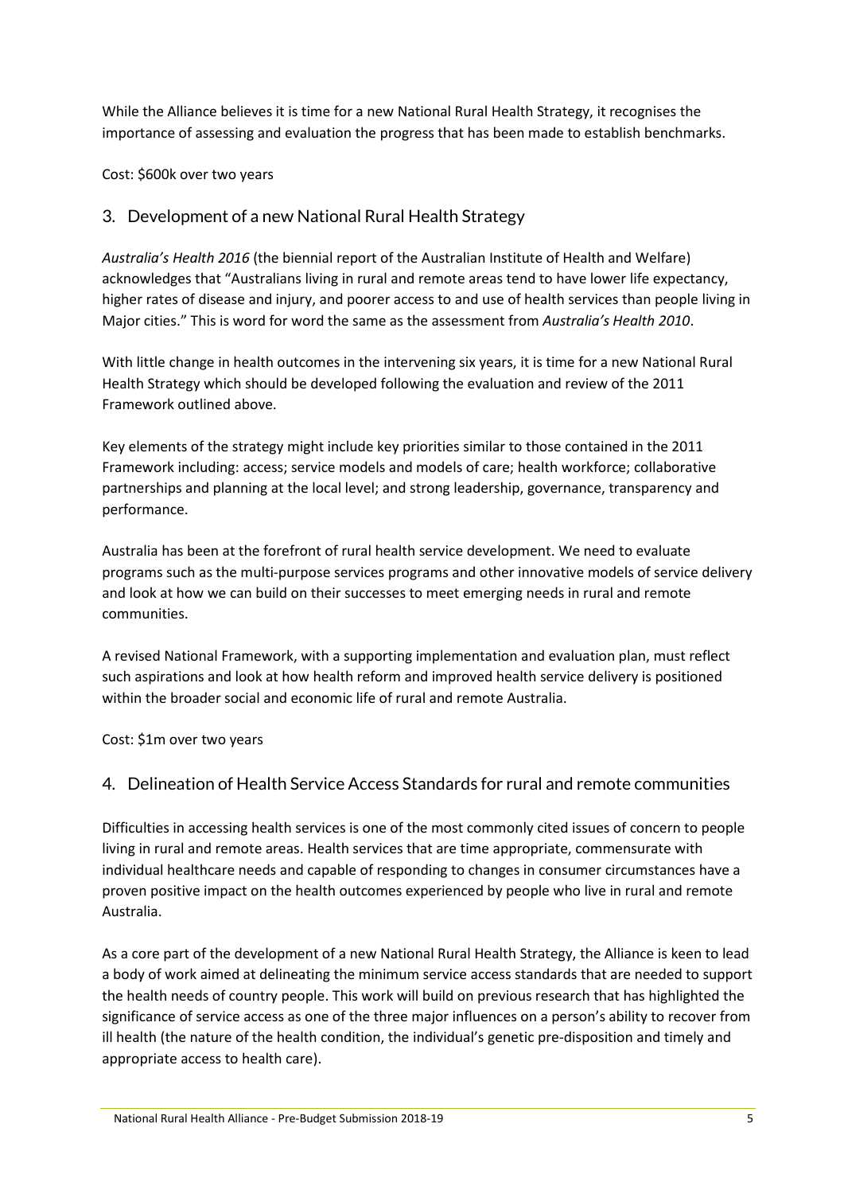While the Alliance believes it is time for a new National Rural Health Strategy, it recognises the importance of assessing and evaluation the progress that has been made to establish benchmarks.

Cost: $600k over two years

## 3. Development of a new National Rural Health Strategy

*Australia's Health 2016* (the biennial report of the Australian Institute of Health and Welfare) acknowledges that "Australians living in rural and remote areas tend to have lower life expectancy, higher rates of disease and injury, and poorer access to and use of health services than people living in Major cities." This is word for word the same as the assessment from *Australia's Health 2010*.

With little change in health outcomes in the intervening six years, it is time for a new National Rural Health Strategy which should be developed following the evaluation and review of the 2011 Framework outlined above.

Key elements of the strategy might include key priorities similar to those contained in the 2011 Framework including: access; service models and models of care; health workforce; collaborative partnerships and planning at the local level; and strong leadership, governance, transparency and performance.

Australia has been at the forefront of rural health service development. We need to evaluate programs such as the multi-purpose services programs and other innovative models of service delivery and look at how we can build on their successes to meet emerging needs in rural and remote communities.

A revised National Framework, with a supporting implementation and evaluation plan, must reflect such aspirations and look at how health reform and improved health service delivery is positioned within the broader social and economic life of rural and remote Australia.

Cost: $1m over two years

## 4. Delineation of Health Service Access Standards for rural and remote communities

Difficulties in accessing health services is one of the most commonly cited issues of concern to people living in rural and remote areas. Health services that are time appropriate, commensurate with individual healthcare needs and capable of responding to changes in consumer circumstances have a proven positive impact on the health outcomes experienced by people who live in rural and remote Australia.

As a core part of the development of a new National Rural Health Strategy, the Alliance is keen to lead a body of work aimed at delineating the minimum service access standards that are needed to support the health needs of country people. This work will build on previous research that has highlighted the significance of service access as one of the three major influences on a person's ability to recover from ill health (the nature of the health condition, the individual's genetic pre-disposition and timely and appropriate access to health care).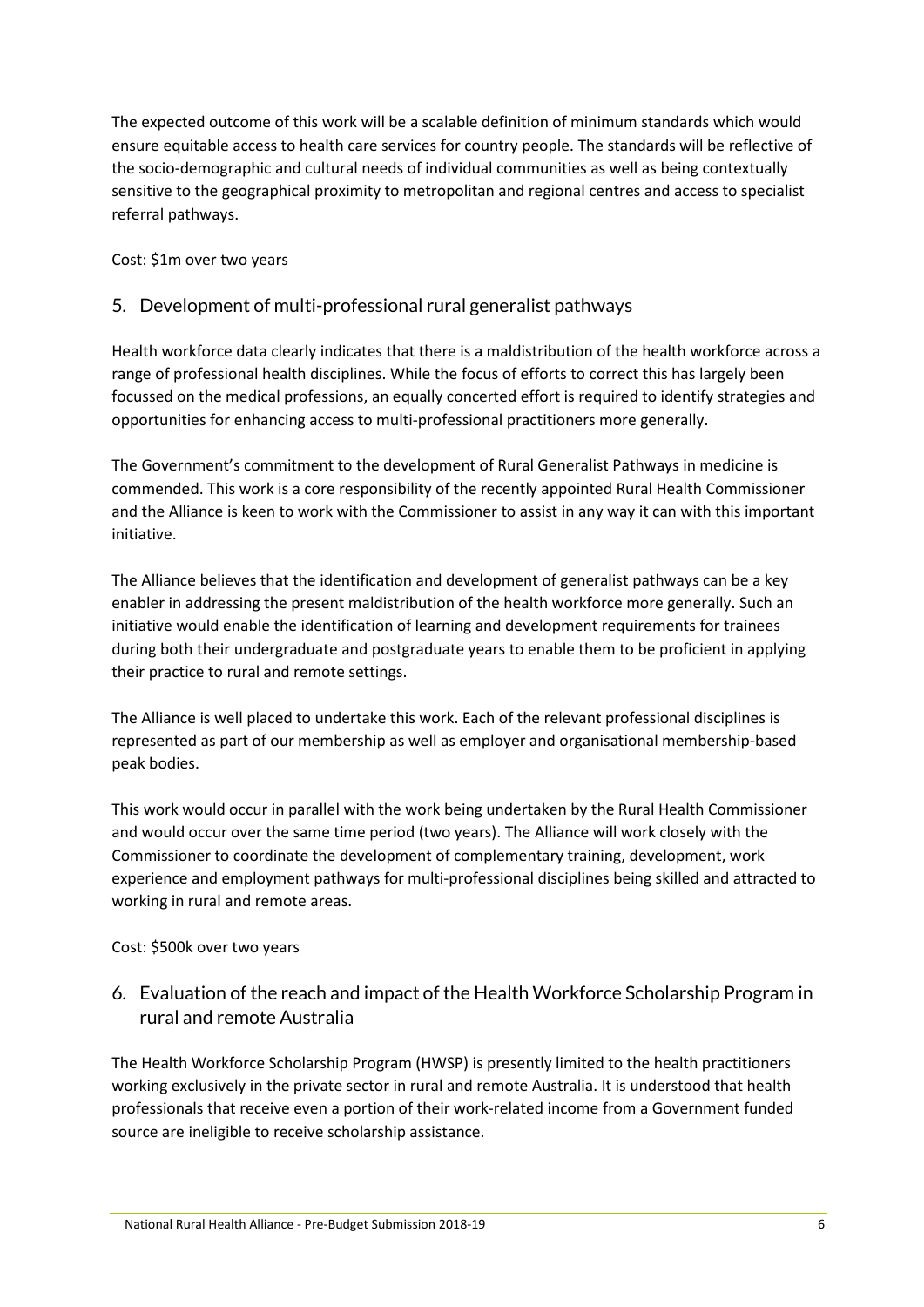The expected outcome of this work will be a scalable definition of minimum standards which would ensure equitable access to health care services for country people. The standards will be reflective of the socio-demographic and cultural needs of individual communities as well as being contextually sensitive to the geographical proximity to metropolitan and regional centres and access to specialist referral pathways.

Cost: $1m over two years

## 5. Development of multi-professional rural generalist pathways

Health workforce data clearly indicates that there is a maldistribution of the health workforce across a range of professional health disciplines. While the focus of efforts to correct this has largely been focussed on the medical professions, an equally concerted effort is required to identify strategies and opportunities for enhancing access to multi-professional practitioners more generally.

The Government's commitment to the development of Rural Generalist Pathways in medicine is commended. This work is a core responsibility of the recently appointed Rural Health Commissioner and the Alliance is keen to work with the Commissioner to assist in any way it can with this important initiative.

The Alliance believes that the identification and development of generalist pathways can be a key enabler in addressing the present maldistribution of the health workforce more generally. Such an initiative would enable the identification of learning and development requirements for trainees during both their undergraduate and postgraduate years to enable them to be proficient in applying their practice to rural and remote settings.

The Alliance is well placed to undertake this work. Each of the relevant professional disciplines is represented as part of our membership as well as employer and organisational membership-based peak bodies.

This work would occur in parallel with the work being undertaken by the Rural Health Commissioner and would occur over the same time period (two years). The Alliance will work closely with the Commissioner to coordinate the development of complementary training, development, work experience and employment pathways for multi-professional disciplines being skilled and attracted to working in rural and remote areas.

Cost: $500k over two years

## 6. Evaluation of the reach and impact of the Health Workforce Scholarship Program in rural and remote Australia

The Health Workforce Scholarship Program (HWSP) is presently limited to the health practitioners working exclusively in the private sector in rural and remote Australia. It is understood that health professionals that receive even a portion of their work-related income from a Government funded source are ineligible to receive scholarship assistance.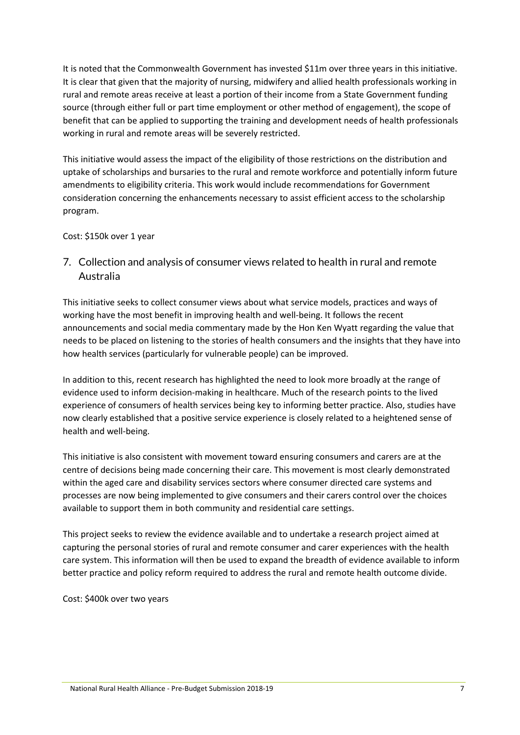It is noted that the Commonwealth Government has invested \$11m over three years in this initiative. It is clear that given that the majority of nursing, midwifery and allied health professionals working in rural and remote areas receive at least a portion of their income from a State Government funding source (through either full or part time employment or other method of engagement), the scope of benefit that can be applied to supporting the training and development needs of health professionals working in rural and remote areas will be severely restricted.

This initiative would assess the impact of the eligibility of those restrictions on the distribution and uptake of scholarships and bursaries to the rural and remote workforce and potentially inform future amendments to eligibility criteria. This work would include recommendations for Government consideration concerning the enhancements necessary to assist efficient access to the scholarship program.

Cost: \$150k over 1 year

## 7. Collection and analysis of consumer views related to health in rural and remote Australia

This initiative seeks to collect consumer views about what service models, practices and ways of working have the most benefit in improving health and well-being. It follows the recent announcements and social media commentary made by the Hon Ken Wyatt regarding the value that needs to be placed on listening to the stories of health consumers and the insights that they have into how health services (particularly for vulnerable people) can be improved.

In addition to this, recent research has highlighted the need to look more broadly at the range of evidence used to inform decision-making in healthcare. Much of the research points to the lived experience of consumers of health services being key to informing better practice. Also, studies have now clearly established that a positive service experience is closely related to a heightened sense of health and well-being.

This initiative is also consistent with movement toward ensuring consumers and carers are at the centre of decisions being made concerning their care. This movement is most clearly demonstrated within the aged care and disability services sectors where consumer directed care systems and processes are now being implemented to give consumers and their carers control over the choices available to support them in both community and residential care settings.

This project seeks to review the evidence available and to undertake a research project aimed at capturing the personal stories of rural and remote consumer and carer experiences with the health care system. This information will then be used to expand the breadth of evidence available to inform better practice and policy reform required to address the rural and remote health outcome divide.

Cost: \$400k over two years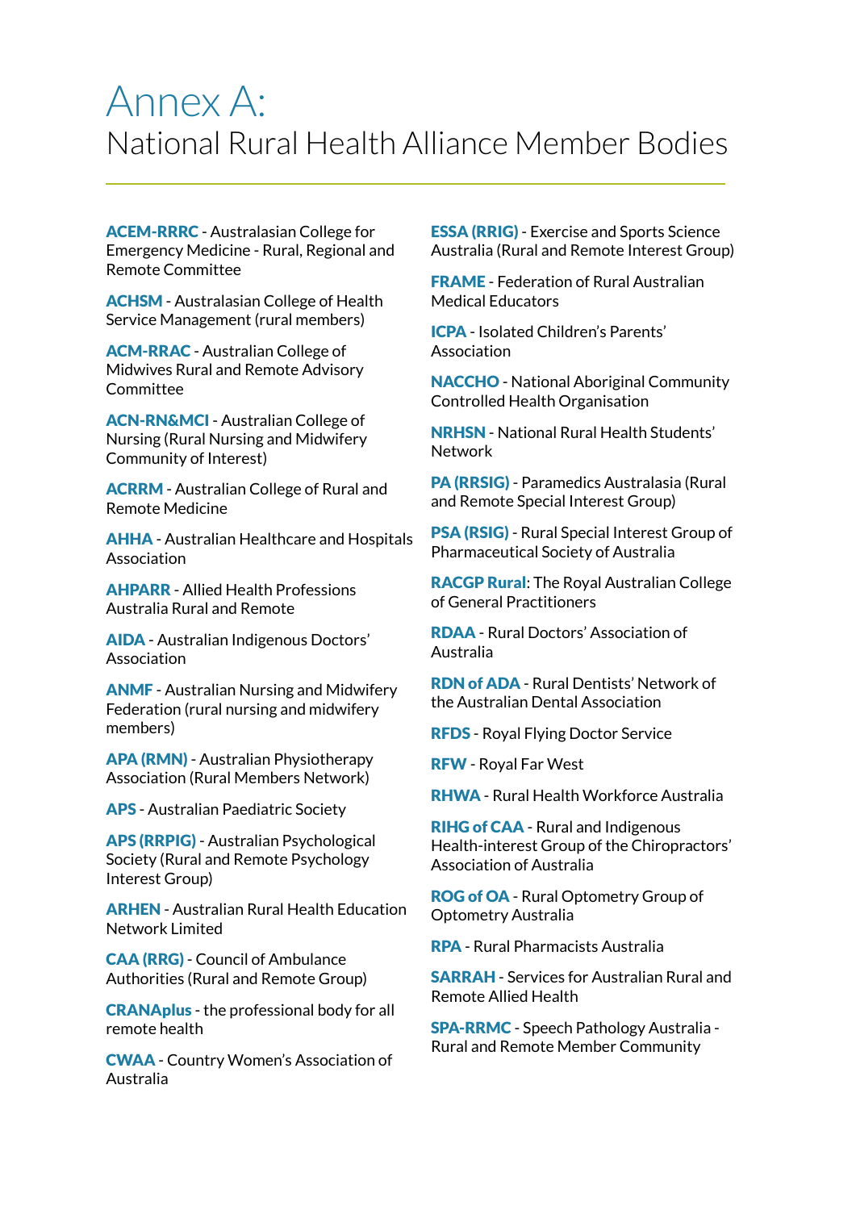# Annex A:

## National Rural Health Alliance Member Bodies

**ACEM-RRRC** - Australasian College for Emergency Medicine - Rural, Regional and Remote Committee

**ACHSM** - Australasian College of Health Service Management (rural members)

**ACM-RRAC** - Australian College of Midwives Rural and Remote Advisory Committee

**ACN-RN&MCI** - Australian College of Nursing (Rural Nursing and Midwifery Community of Interest)

**ACRRM** - Australian College of Rural and Remote Medicine

**AHHA** - Australian Healthcare and Hospitals Association

**AHPARR** - Allied Health Professions Australia Rural and Remote

**AIDA** - Australian Indigenous Doctors' Association

**ANMF** - Australian Nursing and Midwifery Federation (rural nursing and midwifery members)

**APA (RMN)** - Australian Physiotherapy Association (Rural Members Network)

**APS** - Australian Paediatric Society

**APS (RRPIG)** - Australian Psychological Society (Rural and Remote Psychology Interest Group)

**ARHEN** - Australian Rural Health Education Network Limited

**CAA (RRG)** - Council of Ambulance Authorities (Rural and Remote Group)

**CRANAplus** - the professional body for all remote health

**CWAA** - Country Women's Association of Australia

**ESSA (RRIG)** - Exercise and Sports Science Australia (Rural and Remote Interest Group)

**FRAME** - Federation of Rural Australian Medical Educators

**ICPA** - Isolated Children's Parents' Association

**NACCHO** - National Aboriginal Community Controlled Health Organisation

**NRHSN** - National Rural Health Students' Network

**PA (RRSIG)** - Paramedics Australasia (Rural and Remote Special Interest Group)

**PSA (RSIG)** - Rural Special Interest Group of Pharmaceutical Society of Australia

**RACGP Rural**: The Royal Australian College of General Practitioners

**RDAA** - Rural Doctors' Association of Australia

**RDN of ADA** - Rural Dentists' Network of the Australian Dental Association

**RFDS** - Royal Flying Doctor Service

**RFW** - Royal Far West

**RHWA** - Rural Health Workforce Australia

**RIHG of CAA** - Rural and Indigenous Health-interest Group of the Chiropractors' Association of Australia

**ROG of OA** - Rural Optometry Group of Optometry Australia

**RPA** - Rural Pharmacists Australia

**SARRAH** - Services for Australian Rural and Remote Allied Health

**SPA-RRMC** - Speech Pathology Australia - Rural and Remote Member Community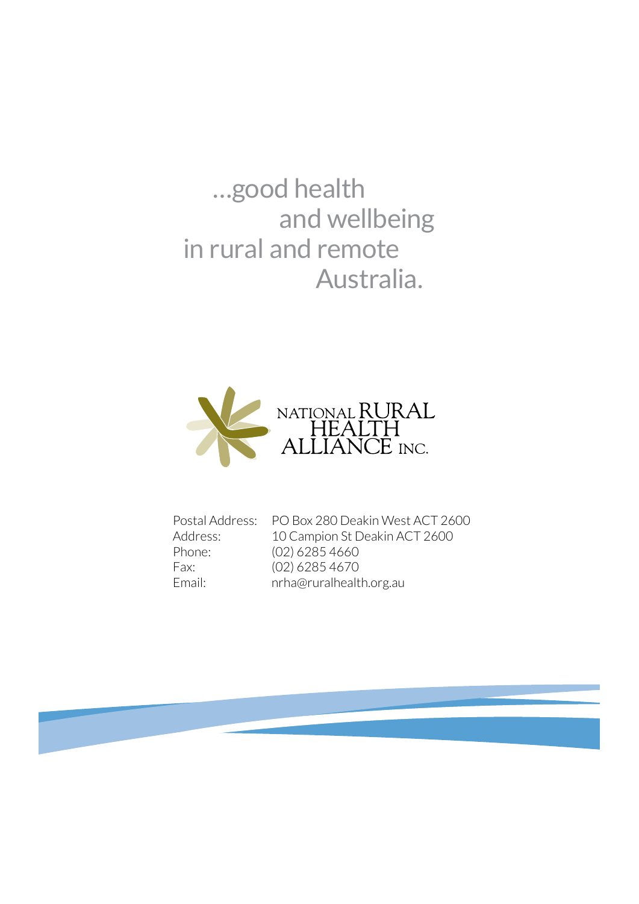...good health
and wellbeing
in rural and remote
Australia.

NATIONAL RURAL HEALTH ALLIANCE INC.

| | |
|---|---|
| Postal Address: | PO Box 280 Deakin West ACT 2600 |
| Address: | 10 Campion St Deakin ACT 2600 |
| Phone: | (02) 6285 4660 |
| Fax: | (02) 6285 4670 |
| Email: | nrha@ruralhealth.org.au |